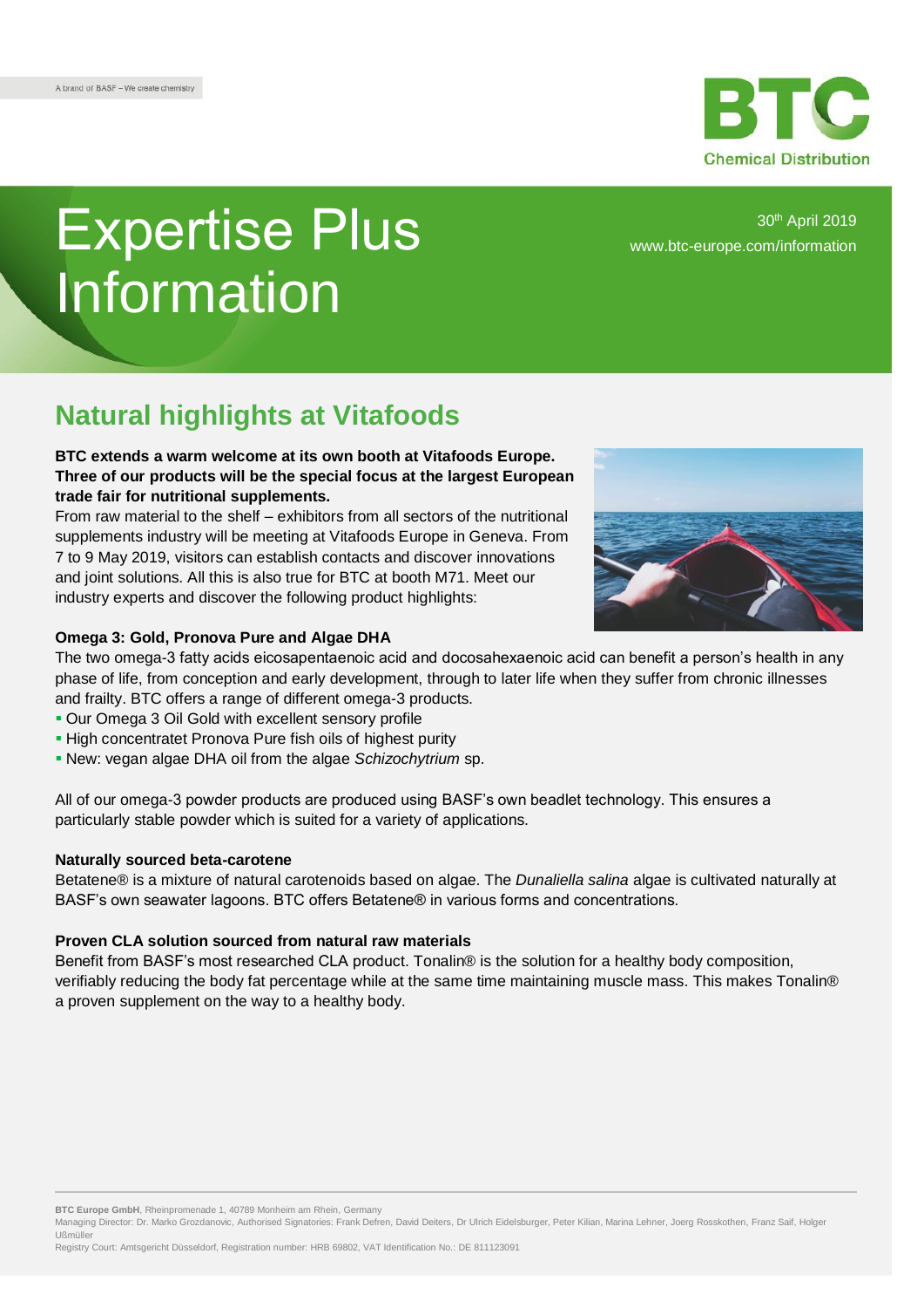A brand of BASF – We create chemistry

BTC
Chemical Distribution

# Expertise Plus Information

30th April 2019
www.btc-europe.com/information

## Natural highlights at Vitafoods

**BTC extends a warm welcome at its own booth at Vitafoods Europe. Three of our products will be the special focus at the largest European trade fair for nutritional supplements.**

From raw material to the shelf – exhibitors from all sectors of the nutritional supplements industry will be meeting at Vitafoods Europe in Geneva. From 7 to 9 May 2019, visitors can establish contacts and discover innovations and joint solutions. All this is also true for BTC at booth M71. Meet our industry experts and discover the following product highlights:

### Omega 3: Gold, Pronova Pure and Algae DHA

The two omega-3 fatty acids eicosapentaenoic acid and docosahexaenoic acid can benefit a person's health in any phase of life, from conception and early development, through to later life when they suffer from chronic illnesses and frailty. BTC offers a range of different omega-3 products.

- Our Omega 3 Oil Gold with excellent sensory profile
- High concentratet Pronova Pure fish oils of highest purity
- New: vegan algae DHA oil from the algae *Schizochytrium* sp.

All of our omega-3 powder products are produced using BASF's own beadlet technology. This ensures a particularly stable powder which is suited for a variety of applications.

### Naturally sourced beta-carotene

Betatene® is a mixture of natural carotenoids based on algae. The *Dunaliella salina* algae is cultivated naturally at BASF's own seawater lagoons. BTC offers Betatene® in various forms and concentrations.

### Proven CLA solution sourced from natural raw materials

Benefit from BASF's most researched CLA product. Tonalin® is the solution for a healthy body composition, verifiably reducing the body fat percentage while at the same time maintaining muscle mass. This makes Tonalin® a proven supplement on the way to a healthy body.

**BTC Europe GmbH**, Rheinpromenade 1, 40789 Monheim am Rhein, Germany
Managing Director: Dr. Marko Grozdanovic, Authorised Signatories: Frank Defren, David Deiters, Dr Ulrich Eidelsburger, Peter Kilian, Marina Lehner, Joerg Rosskothen, Franz Saif, Holger Ußmüller
Registry Court: Amtsgericht Düsseldorf, Registration number: HRB 69802, VAT Identification No.: DE 811123091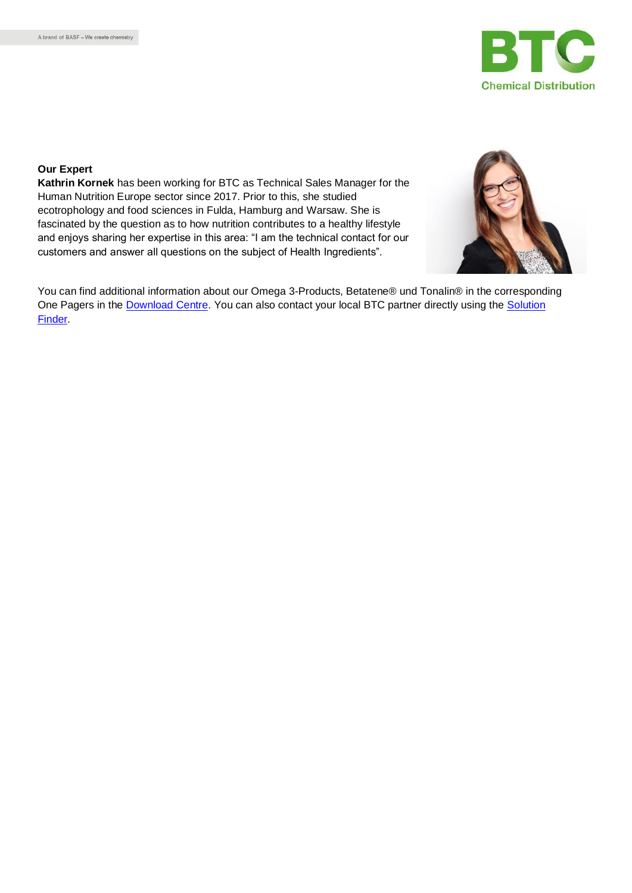**Our Expert**

**Kathrin Kornek** has been working for BTC as Technical Sales Manager for the Human Nutrition Europe sector since 2017. Prior to this, she studied ecotrophology and food sciences in Fulda, Hamburg and Warsaw. She is fascinated by the question as to how nutrition contributes to a healthy lifestyle and enjoys sharing her expertise in this area: "I am the technical contact for our customers and answer all questions on the subject of Health Ingredients".

You can find additional information about our Omega 3-Products, Betatene® und Tonalin® in the corresponding One Pagers in the Download Centre. You can also contact your local BTC partner directly using the Solution Finder.